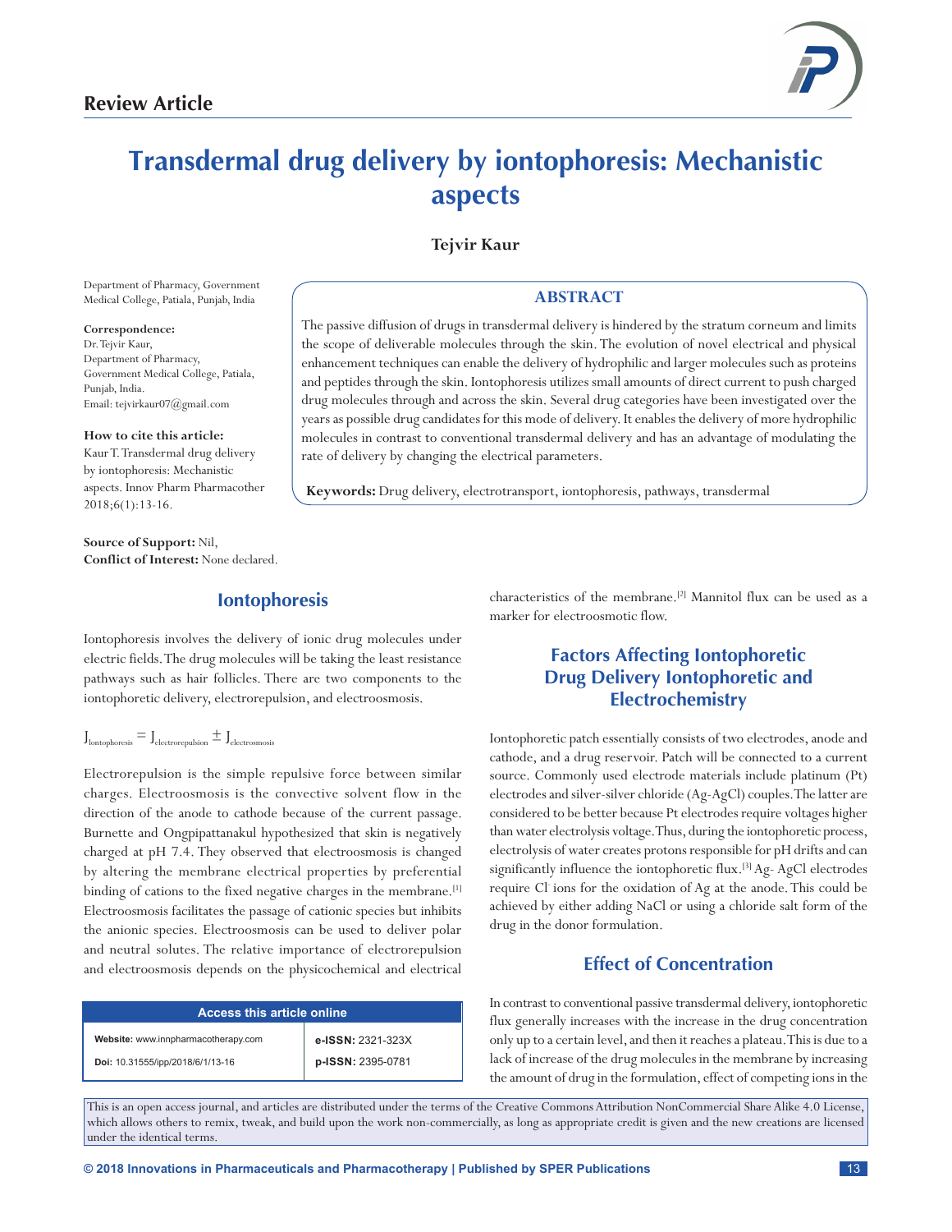Review Article

# Transdermal drug delivery by iontophoresis: Mechanistic aspects

**Tejvir Kaur**

Department of Pharmacy, Government Medical College, Patiala, Punjab, India

**Correspondence:**
Dr. Tejvir Kaur,
Department of Pharmacy,
Government Medical College, Patiala,
Punjab, India.
Email: tejvirkaur07@gmail.com

**How to cite this article:**
Kaur T. Transdermal drug delivery by iontophoresis: Mechanistic aspects. Innov Pharm Pharmacother 2018;6(1):13-16.

**Source of Support:** Nil,
**Conflict of Interest:** None declared.

## ABSTRACT

The passive diffusion of drugs in transdermal delivery is hindered by the stratum corneum and limits the scope of deliverable molecules through the skin. The evolution of novel electrical and physical enhancement techniques can enable the delivery of hydrophilic and larger molecules such as proteins and peptides through the skin. Iontophoresis utilizes small amounts of direct current to push charged drug molecules through and across the skin. Several drug categories have been investigated over the years as possible drug candidates for this mode of delivery. It enables the delivery of more hydrophilic molecules in contrast to conventional transdermal delivery and has an advantage of modulating the rate of delivery by changing the electrical parameters.

**Keywords:** Drug delivery, electrotransport, iontophoresis, pathways, transdermal

## Iontophoresis

Iontophoresis involves the delivery of ionic drug molecules under electric fields. The drug molecules will be taking the least resistance pathways such as hair follicles. There are two components to the iontophoretic delivery, electrorepulsion, and electroosmosis.

$$J_{Iontophoresis} = J_{electrorepulsion} \pm J_{electrosmosis}$$

Electrorepulsion is the simple repulsive force between similar charges. Electroosmosis is the convective solvent flow in the direction of the anode to cathode because of the current passage. Burnette and Ongpipattanakul hypothesized that skin is negatively charged at pH 7.4. They observed that electroosmosis is changed by altering the membrane electrical properties by preferential binding of cations to the fixed negative charges in the membrane.[1] Electroosmosis facilitates the passage of cationic species but inhibits the anionic species. Electroosmosis can be used to deliver polar and neutral solutes. The relative importance of electrorepulsion and electroosmosis depends on the physicochemical and electrical characteristics of the membrane.[2] Mannitol flux can be used as a marker for electroosmotic flow.

| Access this article online | |
|---|---|
| **Website:** www.innpharmacotherapy.com | **e-ISSN:** 2321-323X |
| **Doi:** 10.31555/ipp/2018/6/1/13-16 | **p-ISSN:** 2395-0781 |

## Factors Affecting Iontophoretic Drug Delivery Iontophoretic and Electrochemistry

Iontophoretic patch essentially consists of two electrodes, anode and cathode, and a drug reservoir. Patch will be connected to a current source. Commonly used electrode materials include platinum (Pt) electrodes and silver-silver chloride (Ag-AgCl) couples. The latter are considered to be better because Pt electrodes require voltages higher than water electrolysis voltage. Thus, during the iontophoretic process, electrolysis of water creates protons responsible for pH drifts and can significantly influence the iontophoretic flux.[3] Ag- AgCl electrodes require $Cl^-$ ions for the oxidation of Ag at the anode. This could be achieved by either adding NaCl or using a chloride salt form of the drug in the donor formulation.

## Effect of Concentration

In contrast to conventional passive transdermal delivery, iontophoretic flux generally increases with the increase in the drug concentration only up to a certain level, and then it reaches a plateau. This is due to a lack of increase of the drug molecules in the membrane by increasing the amount of drug in the formulation, effect of competing ions in the

This is an open access journal, and articles are distributed under the terms of the Creative Commons Attribution NonCommercial Share Alike 4.0 License, which allows others to remix, tweak, and build upon the work non-commercially, as long as appropriate credit is given and the new creations are licensed under the identical terms.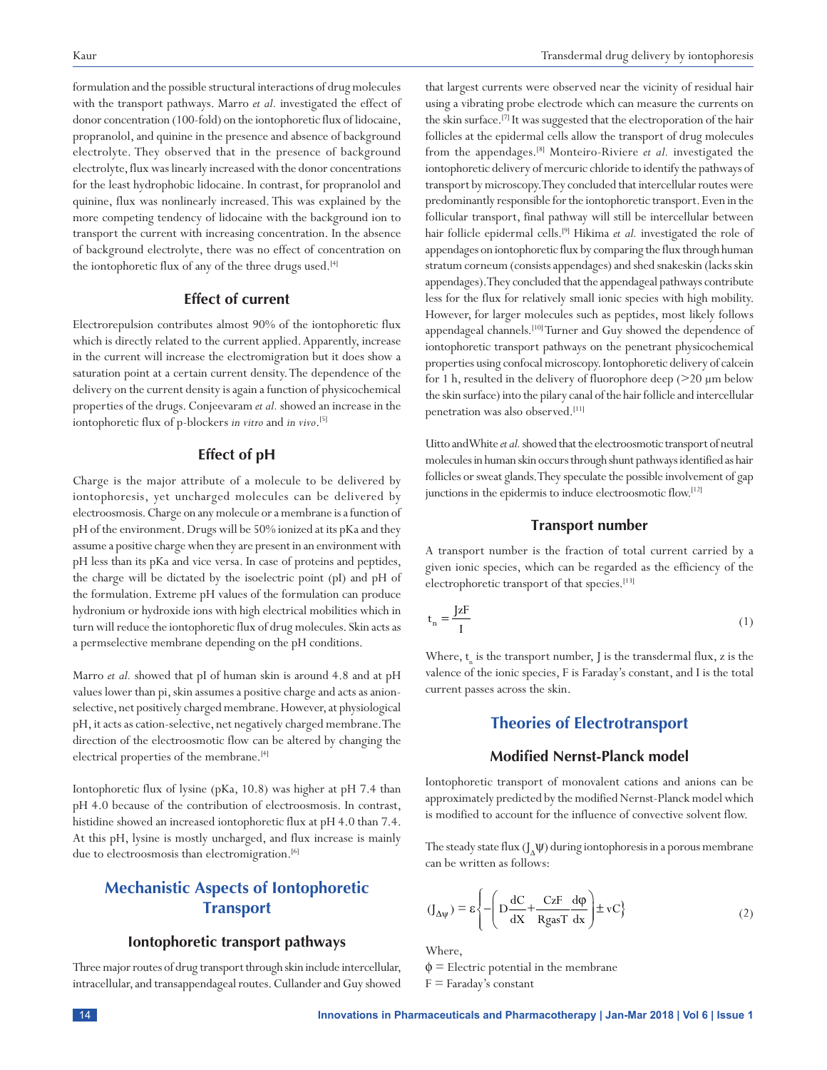formulation and the possible structural interactions of drug molecules with the transport pathways. Marro *et al.* investigated the effect of donor concentration (100-fold) on the iontophoretic flux of lidocaine, propranolol, and quinine in the presence and absence of background electrolyte. They observed that in the presence of background electrolyte, flux was linearly increased with the donor concentrations for the least hydrophobic lidocaine. In contrast, for propranolol and quinine, flux was nonlinearly increased. This was explained by the more competing tendency of lidocaine with the background ion to transport the current with increasing concentration. In the absence of background electrolyte, there was no effect of concentration on the iontophoretic flux of any of the three drugs used.[4]

### Effect of current

Electrorepulsion contributes almost 90% of the iontophoretic flux which is directly related to the current applied. Apparently, increase in the current will increase the electromigration but it does show a saturation point at a certain current density. The dependence of the delivery on the current density is again a function of physicochemical properties of the drugs. Conjeevaram *et al.* showed an increase in the iontophoretic flux of p-blockers *in vitro* and *in vivo*.[5]

### Effect of pH

Charge is the major attribute of a molecule to be delivered by iontophoresis, yet uncharged molecules can be delivered by electroosmosis. Charge on any molecule or a membrane is a function of pH of the environment. Drugs will be 50% ionized at its pKa and they assume a positive charge when they are present in an environment with pH less than its pKa and vice versa. In case of proteins and peptides, the charge will be dictated by the isoelectric point (pI) and pH of the formulation. Extreme pH values of the formulation can produce hydronium or hydroxide ions with high electrical mobilities which in turn will reduce the iontophoretic flux of drug molecules. Skin acts as a permselective membrane depending on the pH conditions.

Marro *et al.* showed that pI of human skin is around 4.8 and at pH values lower than pi, skin assumes a positive charge and acts as anion-selective, net positively charged membrane. However, at physiological pH, it acts as cation-selective, net negatively charged membrane. The direction of the electroosmotic flow can be altered by changing the electrical properties of the membrane.[4]

Iontophoretic flux of lysine (pKa, 10.8) was higher at pH 7.4 than pH 4.0 because of the contribution of electroosmosis. In contrast, histidine showed an increased iontophoretic flux at pH 4.0 than 7.4. At this pH, lysine is mostly uncharged, and flux increase is mainly due to electroosmosis than electromigration.[6]

## Mechanistic Aspects of Iontophoretic Transport

### Iontophoretic transport pathways

Three major routes of drug transport through skin include intercellular, intracellular, and transappendageal routes. Cullander and Guy showed that largest currents were observed near the vicinity of residual hair using a vibrating probe electrode which can measure the currents on the skin surface.[7] It was suggested that the electroporation of the hair follicles at the epidermal cells allow the transport of drug molecules from the appendages.[8] Monteiro-Riviere *et al.* investigated the iontophoretic delivery of mercuric chloride to identify the pathways of transport by microscopy. They concluded that intercellular routes were predominantly responsible for the iontophoretic transport. Even in the follicular transport, final pathway will still be intercellular between hair follicle epidermal cells.[9] Hikima *et al.* investigated the role of appendages on iontophoretic flux by comparing the flux through human stratum corneum (consists appendages) and shed snakeskin (lacks skin appendages). They concluded that the appendageal pathways contribute less for the flux for relatively small ionic species with high mobility. However, for larger molecules such as peptides, most likely follows appendageal channels.[10] Turner and Guy showed the dependence of iontophoretic transport pathways on the penetrant physicochemical properties using confocal microscopy. Iontophoretic delivery of calcein for 1 h, resulted in the delivery of fluorophore deep (>20 μm below the skin surface) into the pilary canal of the hair follicle and intercellular penetration was also observed.[11]

Uitto and White *et al.* showed that the electroosmotic transport of neutral molecules in human skin occurs through shunt pathways identified as hair follicles or sweat glands. They speculate the possible involvement of gap junctions in the epidermis to induce electroosmotic flow.[12]

### Transport number

A transport number is the fraction of total current carried by a given ionic species, which can be regarded as the efficiency of the electrophoretic transport of that species.[13]

$$t_n = \frac{JzF}{I} \tag{1}$$

Where, $t_n$ is the transport number, J is the transdermal flux, z is the valence of the ionic species, F is Faraday's constant, and I is the total current passes across the skin.

## Theories of Electrotransport

### Modified Nernst-Planck model

Iontophoretic transport of monovalent cations and anions can be approximately predicted by the modified Nernst-Planck model which is modified to account for the influence of convective solvent flow.

The steady state flux ($J_{\Delta}\psi$) during iontophoresis in a porous membrane can be written as follows:

$$(J_{\Delta\psi}) = \varepsilon\left\{-\left(D\frac{dC}{dX}+\frac{CzF}{R_{gas}T}\frac{d\varphi}{dx}\right)\pm vC\right\} \tag{2}$$

Where,

ϕ = Electric potential in the membrane

F = Faraday's constant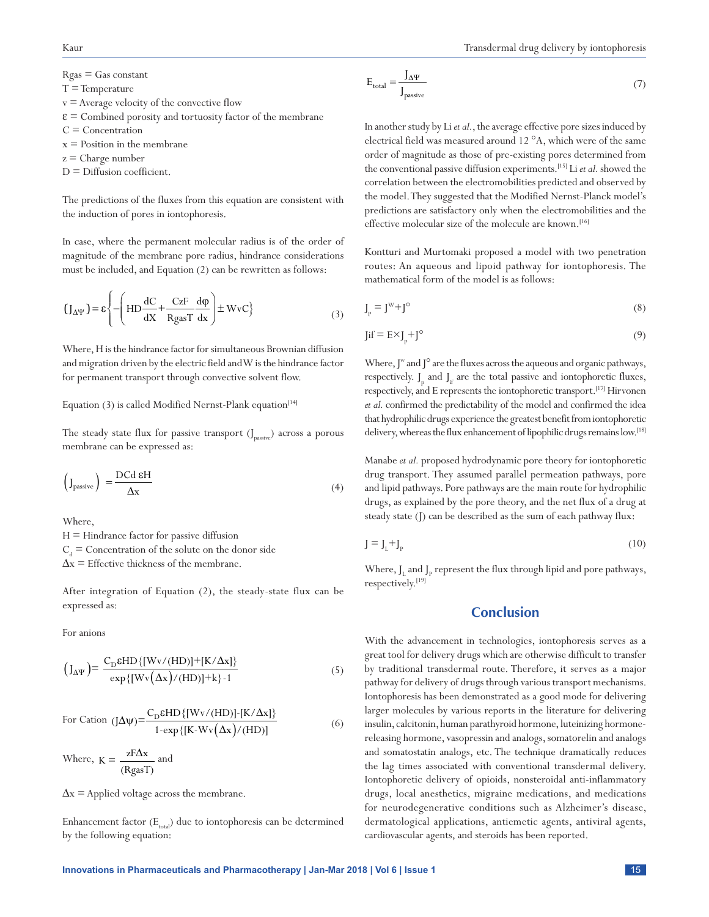Rgas = Gas constant
T = Temperature
v = Average velocity of the convective flow
ε = Combined porosity and tortuosity factor of the membrane
C = Concentration
x = Position in the membrane
z = Charge number
D = Diffusion coefficient.

The predictions of the fluxes from this equation are consistent with the induction of pores in iontophoresis.

In case, where the permanent molecular radius is of the order of magnitude of the membrane pore radius, hindrance considerations must be included, and Equation (2) can be rewritten as follows:

$$\left(J_{\Delta\Psi}\right) = \varepsilon\left\{-\left(HD\frac{dC}{dX} + \frac{CzF}{RgasT}\frac{d\varphi}{dx}\right) \pm WvC\right\} \tag{3}$$

Where, H is the hindrance factor for simultaneous Brownian diffusion and migration driven by the electric field and W is the hindrance factor for permanent transport through convective solvent flow.

Equation (3) is called Modified Nernst-Plank equation[14]

The steady state flux for passive transport ($J_{passive}$) across a porous membrane can be expressed as:

$$\left(J_{passive}\right) = \frac{DCd\,\varepsilon H}{\Delta x} \tag{4}$$

Where,
H = Hindrance factor for passive diffusion
$C_d$ = Concentration of the solute on the donor side
$\Delta x$ = Effective thickness of the membrane.

After integration of Equation (2), the steady-state flux can be expressed as:

For anions

$$\left(J_{\Delta\Psi}\right) = \frac{C_D \varepsilon HD\{[Wv/(HD)]+[K/\Delta x]\}}{\exp\{[Wv(\Delta x)/(HD)]+k\}-1} \tag{5}$$

For Cation

$$(J\Delta\psi) = \frac{C_D \varepsilon HD\{[Wv/(HD)]-[K/\Delta x]\}}{1-\exp\{[K-Wv(\Delta x)/(HD)]} \tag{6}$$

Where, $K = \dfrac{zF\Delta x}{(RgasT)}$ and

$\Delta x$ = Applied voltage across the membrane.

Enhancement factor ($E_{total}$) due to iontophoresis can be determined by the following equation:

$$E_{total} = \frac{J_{\Delta\Psi}}{J_{passive}} \tag{7}$$

In another study by Li *et al.*, the average effective pore sizes induced by electrical field was measured around 12 °A, which were of the same order of magnitude as those of pre-existing pores determined from the conventional passive diffusion experiments.[15] Li *et al.* showed the correlation between the electromobilities predicted and observed by the model. They suggested that the Modified Nernst-Planck model's predictions are satisfactory only when the electromobilities and the effective molecular size of the molecule are known.[16]

Kontturi and Murtomaki proposed a model with two penetration routes: An aqueous and lipoid pathway for iontophoresis. The mathematical form of the model is as follows:

$$J_p = J^W + J^\circ \tag{8}$$

$$Jif = E \times J_p + J^\circ \tag{9}$$

Where, $J^w$ and $J^\circ$ are the fluxes across the aqueous and organic pathways, respectively. $J_p$ and $J_{if}$ are the total passive and iontophoretic fluxes, respectively, and E represents the iontophoretic transport.[17] Hirvonen *et al.* confirmed the predictability of the model and confirmed the idea that hydrophilic drugs experience the greatest benefit from iontophoretic delivery, whereas the flux enhancement of lipophilic drugs remains low.[18]

Manabe *et al.* proposed hydrodynamic pore theory for iontophoretic drug transport. They assumed parallel permeation pathways, pore and lipid pathways. Pore pathways are the main route for hydrophilic drugs, as explained by the pore theory, and the net flux of a drug at steady state (J) can be described as the sum of each pathway flux:

$$J = J_L + J_P \tag{10}$$

Where, $J_L$ and $J_P$ represent the flux through lipid and pore pathways, respectively.[19]

## Conclusion

With the advancement in technologies, iontophoresis serves as a great tool for delivery drugs which are otherwise difficult to transfer by traditional transdermal route. Therefore, it serves as a major pathway for delivery of drugs through various transport mechanisms. Iontophoresis has been demonstrated as a good mode for delivering larger molecules by various reports in the literature for delivering insulin, calcitonin, human parathyroid hormone, luteinizing hormone-releasing hormone, vasopressin and analogs, somatorelin and analogs and somatostatin analogs, etc. The technique dramatically reduces the lag times associated with conventional transdermal delivery. Iontophoretic delivery of opioids, nonsteroidal anti-inflammatory drugs, local anesthetics, migraine medications, and medications for neurodegenerative conditions such as Alzheimer's disease, dermatological applications, antiemetic agents, antiviral agents, cardiovascular agents, and steroids has been reported.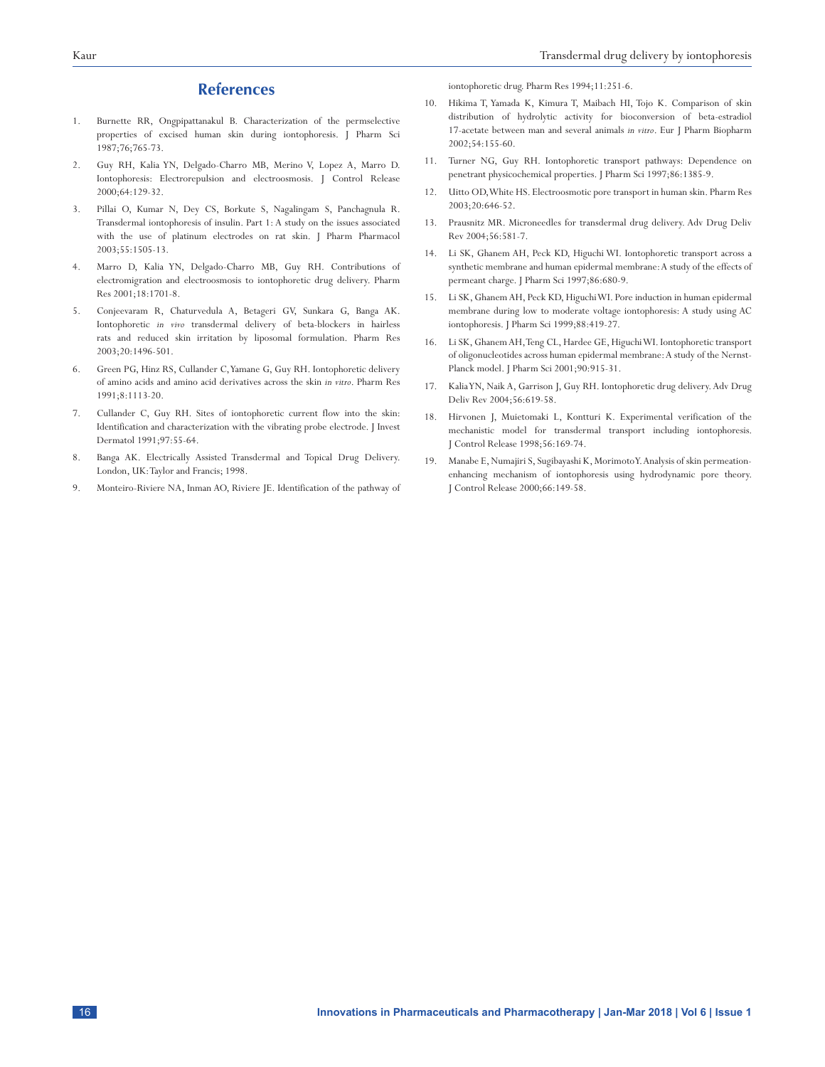## References

1. Burnette RR, Ongpipattanakul B. Characterization of the permselective properties of excised human skin during iontophoresis. J Pharm Sci 1987;76;765-73.
2. Guy RH, Kalia YN, Delgado-Charro MB, Merino V, Lopez A, Marro D. Iontophoresis: Electrorepulsion and electroosmosis. J Control Release 2000;64:129-32.
3. Pillai O, Kumar N, Dey CS, Borkute S, Nagalingam S, Panchagnula R. Transdermal iontophoresis of insulin. Part 1: A study on the issues associated with the use of platinum electrodes on rat skin. J Pharm Pharmacol 2003;55:1505-13.
4. Marro D, Kalia YN, Delgado-Charro MB, Guy RH. Contributions of electromigration and electroosmosis to iontophoretic drug delivery. Pharm Res 2001;18:1701-8.
5. Conjeevaram R, Chaturvedula A, Betageri GV, Sunkara G, Banga AK. Iontophoretic *in vivo* transdermal delivery of beta-blockers in hairless rats and reduced skin irritation by liposomal formulation. Pharm Res 2003;20:1496-501.
6. Green PG, Hinz RS, Cullander C, Yamane G, Guy RH. Iontophoretic delivery of amino acids and amino acid derivatives across the skin *in vitro*. Pharm Res 1991;8:1113-20.
7. Cullander C, Guy RH. Sites of iontophoretic current flow into the skin: Identification and characterization with the vibrating probe electrode. J Invest Dermatol 1991;97:55-64.
8. Banga AK. Electrically Assisted Transdermal and Topical Drug Delivery. London, UK: Taylor and Francis; 1998.
9. Monteiro-Riviere NA, Inman AO, Riviere JE. Identification of the pathway of iontophoretic drug. Pharm Res 1994;11:251-6.
10. Hikima T, Yamada K, Kimura T, Maibach HI, Tojo K. Comparison of skin distribution of hydrolytic activity for bioconversion of beta-estradiol 17-acetate between man and several animals *in vitro*. Eur J Pharm Biopharm 2002;54:155-60.
11. Turner NG, Guy RH. Iontophoretic transport pathways: Dependence on penetrant physicochemical properties. J Pharm Sci 1997;86:1385-9.
12. Uitto OD, White HS. Electroosmotic pore transport in human skin. Pharm Res 2003;20:646-52.
13. Prausnitz MR. Microneedles for transdermal drug delivery. Adv Drug Deliv Rev 2004;56:581-7.
14. Li SK, Ghanem AH, Peck KD, Higuchi WI. Iontophoretic transport across a synthetic membrane and human epidermal membrane: A study of the effects of permeant charge. J Pharm Sci 1997;86:680-9.
15. Li SK, Ghanem AH, Peck KD, Higuchi WI. Pore induction in human epidermal membrane during low to moderate voltage iontophoresis: A study using AC iontophoresis. J Pharm Sci 1999;88:419-27.
16. Li SK, Ghanem AH, Teng CL, Hardee GE, Higuchi WI. Iontophoretic transport of oligonucleotides across human epidermal membrane: A study of the Nernst-Planck model. J Pharm Sci 2001;90:915-31.
17. Kalia YN, Naik A, Garrison J, Guy RH. Iontophoretic drug delivery. Adv Drug Deliv Rev 2004;56:619-58.
18. Hirvonen J, Muietomaki L, Kontturi K. Experimental verification of the mechanistic model for transdermal transport including iontophoresis. J Control Release 1998;56:169-74.
19. Manabe E, Numajiri S, Sugibayashi K, Morimoto Y. Analysis of skin permeation-enhancing mechanism of iontophoresis using hydrodynamic pore theory. J Control Release 2000;66:149-58.